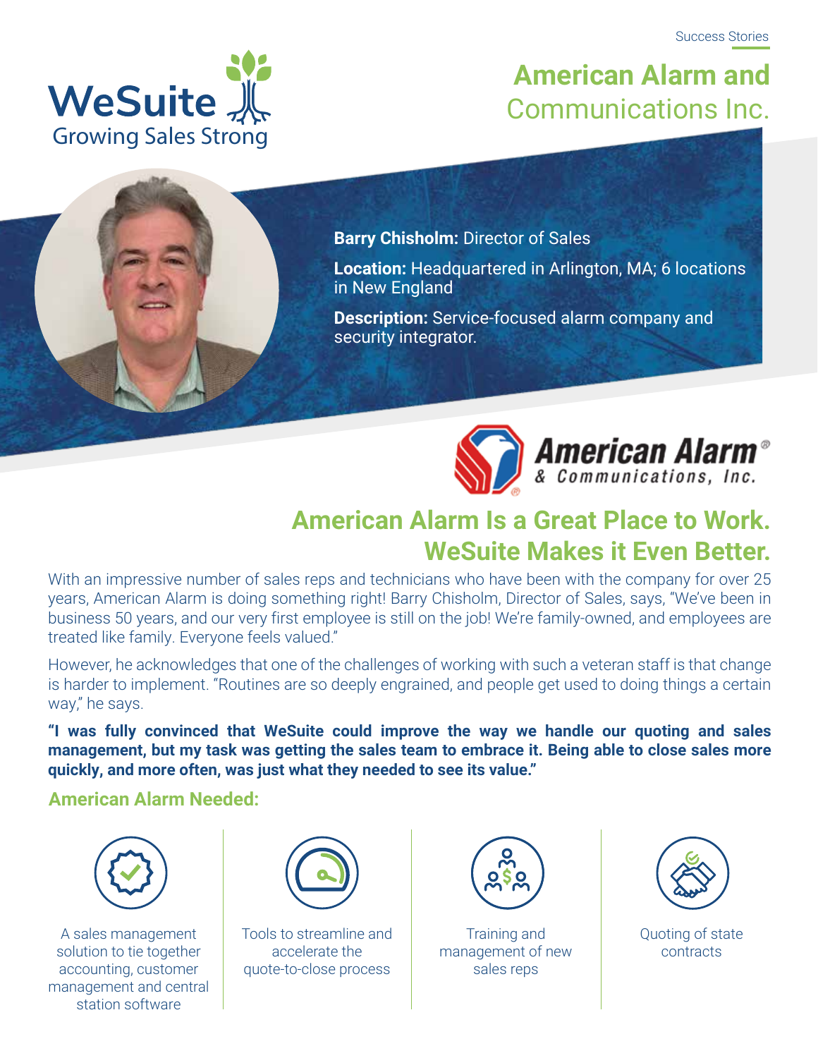Success Stories

WeSuite
Growing Sales Strong

# American Alarm and Communications Inc.

**Barry Chisholm:** Director of Sales

**Location:** Headquartered in Arlington, MA; 6 locations in New England

**Description:** Service-focused alarm company and security integrator.

American Alarm® & Communications, Inc.

## American Alarm Is a Great Place to Work. WeSuite Makes it Even Better.

With an impressive number of sales reps and technicians who have been with the company for over 25 years, American Alarm is doing something right! Barry Chisholm, Director of Sales, says, "We've been in business 50 years, and our very first employee is still on the job! We're family-owned, and employees are treated like family. Everyone feels valued."

However, he acknowledges that one of the challenges of working with such a veteran staff is that change is harder to implement. "Routines are so deeply engrained, and people get used to doing things a certain way," he says.

**"I was fully convinced that WeSuite could improve the way we handle our quoting and sales management, but my task was getting the sales team to embrace it. Being able to close sales more quickly, and more often, was just what they needed to see its value."**

### American Alarm Needed:

- A sales management solution to tie together accounting, customer management and central station software
- Tools to streamline and accelerate the quote-to-close process
- Training and management of new sales reps
- Quoting of state contracts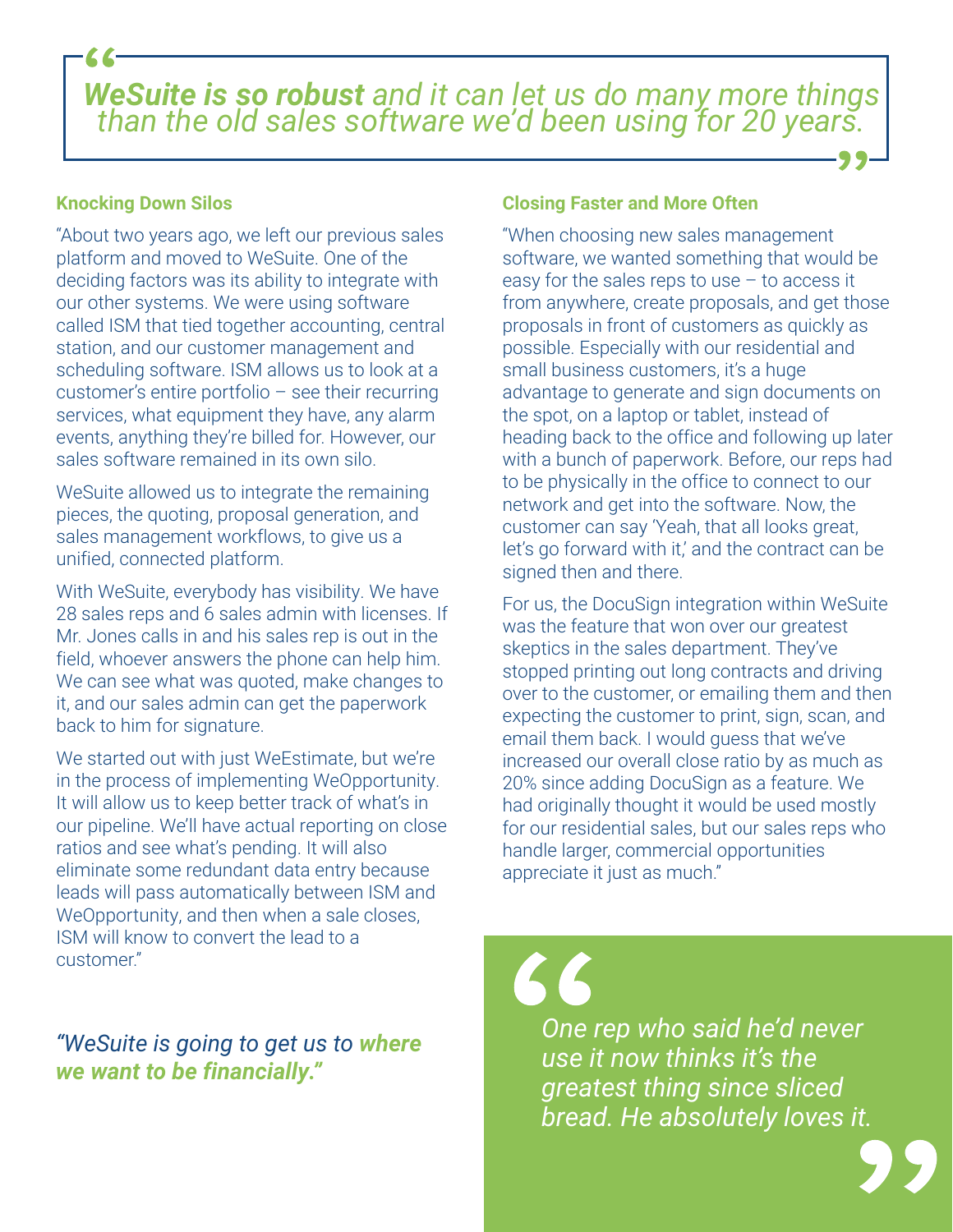> ***WeSuite is so robust*** *and it can let us do many more things than the old sales software we'd been using for 20 years.*

### Knocking Down Silos

"About two years ago, we left our previous sales platform and moved to WeSuite. One of the deciding factors was its ability to integrate with our other systems. We were using software called ISM that tied together accounting, central station, and our customer management and scheduling software. ISM allows us to look at a customer's entire portfolio – see their recurring services, what equipment they have, any alarm events, anything they're billed for. However, our sales software remained in its own silo.

WeSuite allowed us to integrate the remaining pieces, the quoting, proposal generation, and sales management workflows, to give us a unified, connected platform.

With WeSuite, everybody has visibility. We have 28 sales reps and 6 sales admin with licenses. If Mr. Jones calls in and his sales rep is out in the field, whoever answers the phone can help him. We can see what was quoted, make changes to it, and our sales admin can get the paperwork back to him for signature.

We started out with just WeEstimate, but we're in the process of implementing WeOpportunity. It will allow us to keep better track of what's in our pipeline. We'll have actual reporting on close ratios and see what's pending. It will also eliminate some redundant data entry because leads will pass automatically between ISM and WeOpportunity, and then when a sale closes, ISM will know to convert the lead to a customer."

> *"WeSuite is going to get us to* ***where we want to be financially."***

### Closing Faster and More Often

"When choosing new sales management software, we wanted something that would be easy for the sales reps to use – to access it from anywhere, create proposals, and get those proposals in front of customers as quickly as possible. Especially with our residential and small business customers, it's a huge advantage to generate and sign documents on the spot, on a laptop or tablet, instead of heading back to the office and following up later with a bunch of paperwork. Before, our reps had to be physically in the office to connect to our network and get into the software. Now, the customer can say 'Yeah, that all looks great, let's go forward with it,' and the contract can be signed then and there.

For us, the DocuSign integration within WeSuite was the feature that won over our greatest skeptics in the sales department. They've stopped printing out long contracts and driving over to the customer, or emailing them and then expecting the customer to print, sign, scan, and email them back. I would guess that we've increased our overall close ratio by as much as 20% since adding DocuSign as a feature. We had originally thought it would be used mostly for our residential sales, but our sales reps who handle larger, commercial opportunities appreciate it just as much."

> *One rep who said he'd never use it now thinks it's the greatest thing since sliced bread. He absolutely loves it.*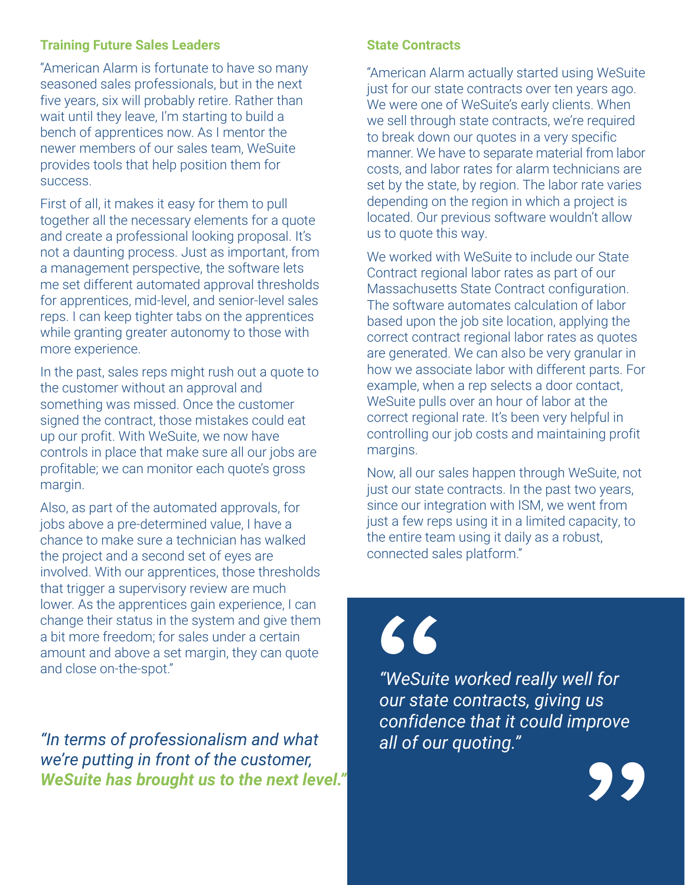### Training Future Sales Leaders

"American Alarm is fortunate to have so many seasoned sales professionals, but in the next five years, six will probably retire. Rather than wait until they leave, I'm starting to build a bench of apprentices now. As I mentor the newer members of our sales team, WeSuite provides tools that help position them for success.

First of all, it makes it easy for them to pull together all the necessary elements for a quote and create a professional looking proposal. It's not a daunting process. Just as important, from a management perspective, the software lets me set different automated approval thresholds for apprentices, mid-level, and senior-level sales reps. I can keep tighter tabs on the apprentices while granting greater autonomy to those with more experience.

In the past, sales reps might rush out a quote to the customer without an approval and something was missed. Once the customer signed the contract, those mistakes could eat up our profit. With WeSuite, we now have controls in place that make sure all our jobs are profitable; we can monitor each quote's gross margin.

Also, as part of the automated approvals, for jobs above a pre-determined value, I have a chance to make sure a technician has walked the project and a second set of eyes are involved. With our apprentices, those thresholds that trigger a supervisory review are much lower. As the apprentices gain experience, I can change their status in the system and give them a bit more freedom; for sales under a certain amount and above a set margin, they can quote and close on-the-spot."

*"In terms of professionalism and what we're putting in front of the customer,* ***WeSuite has brought us to the next level."***

### State Contracts

"American Alarm actually started using WeSuite just for our state contracts over ten years ago. We were one of WeSuite's early clients. When we sell through state contracts, we're required to break down our quotes in a very specific manner. We have to separate material from labor costs, and labor rates for alarm technicians are set by the state, by region. The labor rate varies depending on the region in which a project is located. Our previous software wouldn't allow us to quote this way.

We worked with WeSuite to include our State Contract regional labor rates as part of our Massachusetts State Contract configuration. The software automates calculation of labor based upon the job site location, applying the correct contract regional labor rates as quotes are generated. We can also be very granular in how we associate labor with different parts. For example, when a rep selects a door contact, WeSuite pulls over an hour of labor at the correct regional rate. It's been very helpful in controlling our job costs and maintaining profit margins.

Now, all our sales happen through WeSuite, not just our state contracts. In the past two years, since our integration with ISM, we went from just a few reps using it in a limited capacity, to the entire team using it daily as a robust, connected sales platform."

> *"WeSuite worked really well for our state contracts, giving us confidence that it could improve all of our quoting."*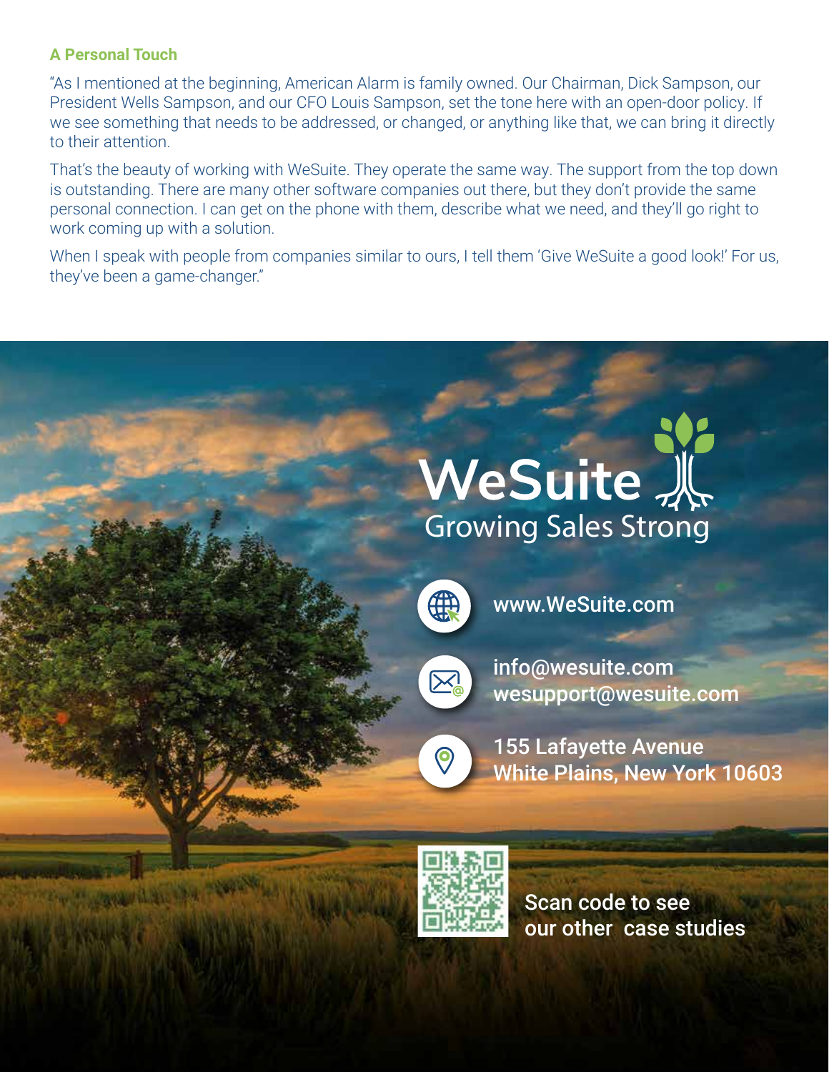### A Personal Touch

"As I mentioned at the beginning, American Alarm is family owned. Our Chairman, Dick Sampson, our President Wells Sampson, and our CFO Louis Sampson, set the tone here with an open-door policy. If we see something that needs to be addressed, or changed, or anything like that, we can bring it directly to their attention.

That's the beauty of working with WeSuite. They operate the same way. The support from the top down is outstanding. There are many other software companies out there, but they don't provide the same personal connection. I can get on the phone with them, describe what we need, and they'll go right to work coming up with a solution.

When I speak with people from companies similar to ours, I tell them 'Give WeSuite a good look!' For us, they've been a game-changer."

WeSuite

Growing Sales Strong

www.WeSuite.com

info@wesuite.com
wesupport@wesuite.com

155 Lafayette Avenue
White Plains, New York 10603

Scan code to see our other case studies